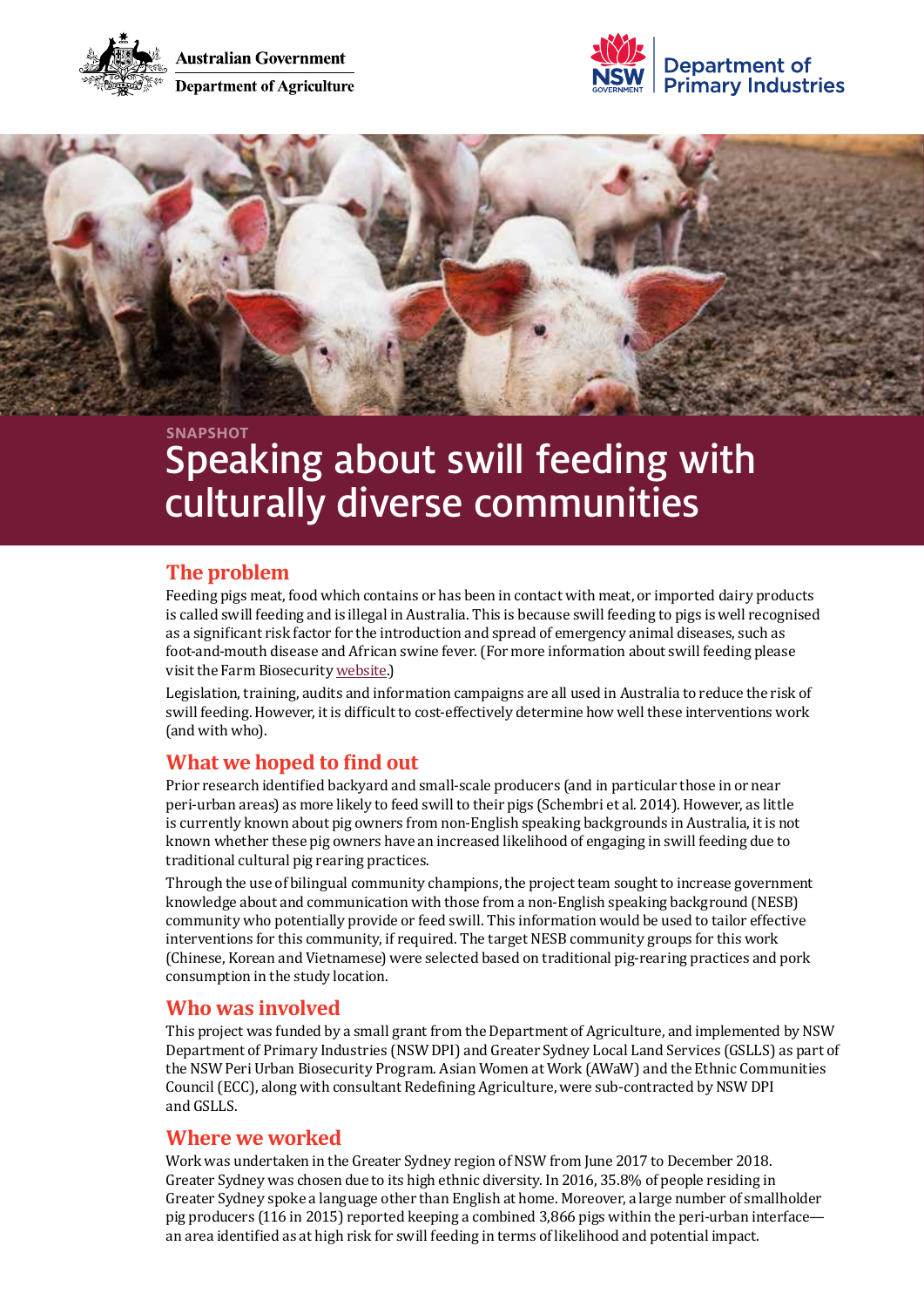Australian Government
Department of Agriculture

NSW Government Department of Primary Industries

SNAPSHOT

# Speaking about swill feeding with culturally diverse communities

## The problem

Feeding pigs meat, food which contains or has been in contact with meat, or imported dairy products is called swill feeding and is illegal in Australia. This is because swill feeding to pigs is well recognised as a significant risk factor for the introduction and spread of emergency animal diseases, such as foot-and-mouth disease and African swine fever. (For more information about swill feeding please visit the Farm Biosecurity website.)

Legislation, training, audits and information campaigns are all used in Australia to reduce the risk of swill feeding. However, it is difficult to cost-effectively determine how well these interventions work (and with who).

## What we hoped to find out

Prior research identified backyard and small-scale producers (and in particular those in or near peri-urban areas) as more likely to feed swill to their pigs (Schembri et al. 2014). However, as little is currently known about pig owners from non-English speaking backgrounds in Australia, it is not known whether these pig owners have an increased likelihood of engaging in swill feeding due to traditional cultural pig rearing practices.

Through the use of bilingual community champions, the project team sought to increase government knowledge about and communication with those from a non-English speaking background (NESB) community who potentially provide or feed swill. This information would be used to tailor effective interventions for this community, if required. The target NESB community groups for this work (Chinese, Korean and Vietnamese) were selected based on traditional pig-rearing practices and pork consumption in the study location.

## Who was involved

This project was funded by a small grant from the Department of Agriculture, and implemented by NSW Department of Primary Industries (NSW DPI) and Greater Sydney Local Land Services (GSLLS) as part of the NSW Peri Urban Biosecurity Program. Asian Women at Work (AWaW) and the Ethnic Communities Council (ECC), along with consultant Redefining Agriculture, were sub-contracted by NSW DPI and GSLLS.

## Where we worked

Work was undertaken in the Greater Sydney region of NSW from June 2017 to December 2018. Greater Sydney was chosen due to its high ethnic diversity. In 2016, 35.8% of people residing in Greater Sydney spoke a language other than English at home. Moreover, a large number of smallholder pig producers (116 in 2015) reported keeping a combined 3,866 pigs within the peri-urban interface—an area identified as at high risk for swill feeding in terms of likelihood and potential impact.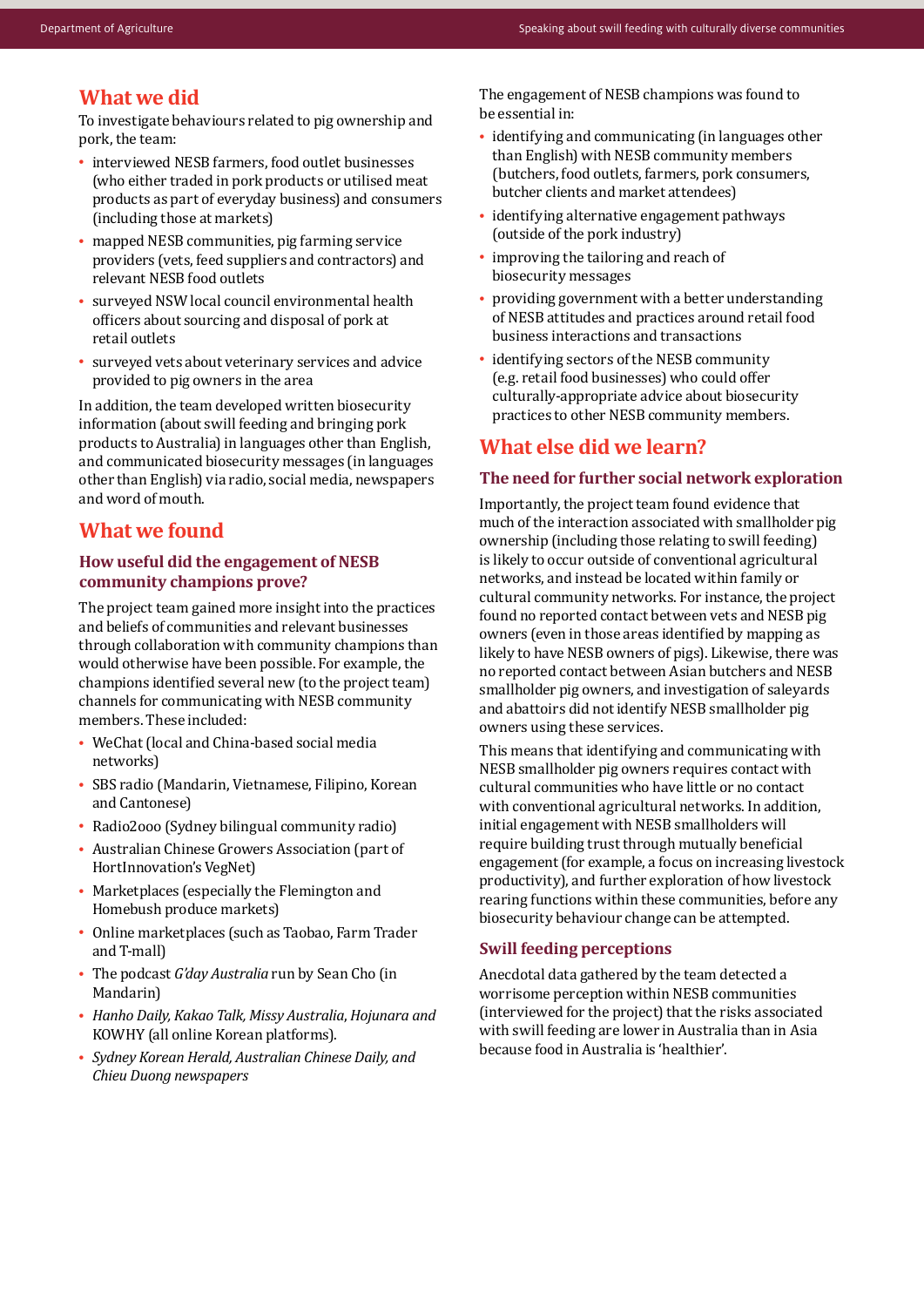## What we did

To investigate behaviours related to pig ownership and pork, the team:

- interviewed NESB farmers, food outlet businesses (who either traded in pork products or utilised meat products as part of everyday business) and consumers (including those at markets)
- mapped NESB communities, pig farming service providers (vets, feed suppliers and contractors) and relevant NESB food outlets
- surveyed NSW local council environmental health officers about sourcing and disposal of pork at retail outlets
- surveyed vets about veterinary services and advice provided to pig owners in the area

In addition, the team developed written biosecurity information (about swill feeding and bringing pork products to Australia) in languages other than English, and communicated biosecurity messages (in languages other than English) via radio, social media, newspapers and word of mouth.

## What we found

### How useful did the engagement of NESB community champions prove?

The project team gained more insight into the practices and beliefs of communities and relevant businesses through collaboration with community champions than would otherwise have been possible. For example, the champions identified several new (to the project team) channels for communicating with NESB community members. These included:

- WeChat (local and China-based social media networks)
- SBS radio (Mandarin, Vietnamese, Filipino, Korean and Cantonese)
- Radio2ooo (Sydney bilingual community radio)
- Australian Chinese Growers Association (part of HortInnovation's VegNet)
- Marketplaces (especially the Flemington and Homebush produce markets)
- Online marketplaces (such as Taobao, Farm Trader and T-mall)
- The podcast *G'day Australia* run by Sean Cho (in Mandarin)
- *Hanho Daily, Kakao Talk, Missy Australia, Hojunara and* KOWHY (all online Korean platforms).
- *Sydney Korean Herald, Australian Chinese Daily, and Chieu Duong newspapers*

The engagement of NESB champions was found to be essential in:

- identifying and communicating (in languages other than English) with NESB community members (butchers, food outlets, farmers, pork consumers, butcher clients and market attendees)
- identifying alternative engagement pathways (outside of the pork industry)
- improving the tailoring and reach of biosecurity messages
- providing government with a better understanding of NESB attitudes and practices around retail food business interactions and transactions
- identifying sectors of the NESB community (e.g. retail food businesses) who could offer culturally-appropriate advice about biosecurity practices to other NESB community members.

## What else did we learn?

### The need for further social network exploration

Importantly, the project team found evidence that much of the interaction associated with smallholder pig ownership (including those relating to swill feeding) is likely to occur outside of conventional agricultural networks, and instead be located within family or cultural community networks. For instance, the project found no reported contact between vets and NESB pig owners (even in those areas identified by mapping as likely to have NESB owners of pigs). Likewise, there was no reported contact between Asian butchers and NESB smallholder pig owners, and investigation of saleyards and abattoirs did not identify NESB smallholder pig owners using these services.

This means that identifying and communicating with NESB smallholder pig owners requires contact with cultural communities who have little or no contact with conventional agricultural networks. In addition, initial engagement with NESB smallholders will require building trust through mutually beneficial engagement (for example, a focus on increasing livestock productivity), and further exploration of how livestock rearing functions within these communities, before any biosecurity behaviour change can be attempted.

### Swill feeding perceptions

Anecdotal data gathered by the team detected a worrisome perception within NESB communities (interviewed for the project) that the risks associated with swill feeding are lower in Australia than in Asia because food in Australia is 'healthier'.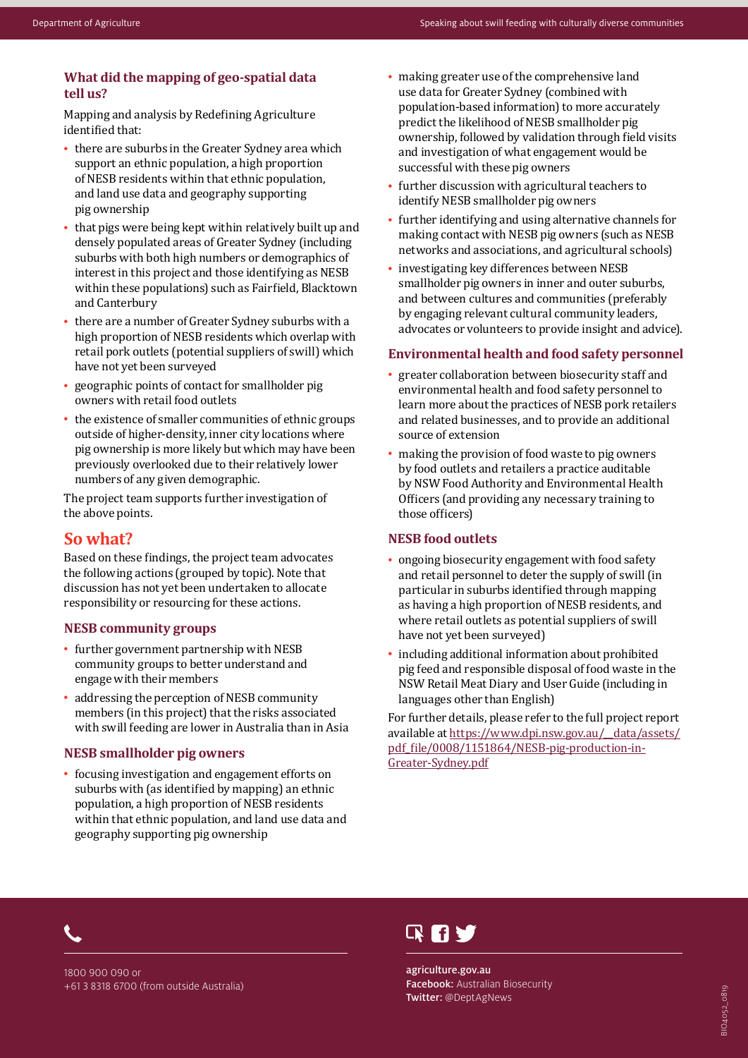### What did the mapping of geo-spatial data tell us?

Mapping and analysis by Redefining Agriculture identified that:

- there are suburbs in the Greater Sydney area which support an ethnic population, a high proportion of NESB residents within that ethnic population, and land use data and geography supporting pig ownership
- that pigs were being kept within relatively built up and densely populated areas of Greater Sydney (including suburbs with both high numbers or demographics of interest in this project and those identifying as NESB within these populations) such as Fairfield, Blacktown and Canterbury
- there are a number of Greater Sydney suburbs with a high proportion of NESB residents which overlap with retail pork outlets (potential suppliers of swill) which have not yet been surveyed
- geographic points of contact for smallholder pig owners with retail food outlets
- the existence of smaller communities of ethnic groups outside of higher-density, inner city locations where pig ownership is more likely but which may have been previously overlooked due to their relatively lower numbers of any given demographic.

The project team supports further investigation of the above points.

## So what?

Based on these findings, the project team advocates the following actions (grouped by topic). Note that discussion has not yet been undertaken to allocate responsibility or resourcing for these actions.

### NESB community groups

- further government partnership with NESB community groups to better understand and engage with their members
- addressing the perception of NESB community members (in this project) that the risks associated with swill feeding are lower in Australia than in Asia

### NESB smallholder pig owners

- focusing investigation and engagement efforts on suburbs with (as identified by mapping) an ethnic population, a high proportion of NESB residents within that ethnic population, and land use data and geography supporting pig ownership
- making greater use of the comprehensive land use data for Greater Sydney (combined with population-based information) to more accurately predict the likelihood of NESB smallholder pig ownership, followed by validation through field visits and investigation of what engagement would be successful with these pig owners
- further discussion with agricultural teachers to identify NESB smallholder pig owners
- further identifying and using alternative channels for making contact with NESB pig owners (such as NESB networks and associations, and agricultural schools)
- investigating key differences between NESB smallholder pig owners in inner and outer suburbs, and between cultures and communities (preferably by engaging relevant cultural community leaders, advocates or volunteers to provide insight and advice).

### Environmental health and food safety personnel

- greater collaboration between biosecurity staff and environmental health and food safety personnel to learn more about the practices of NESB pork retailers and related businesses, and to provide an additional source of extension
- making the provision of food waste to pig owners by food outlets and retailers a practice auditable by NSW Food Authority and Environmental Health Officers (and providing any necessary training to those officers)

### NESB food outlets

- ongoing biosecurity engagement with food safety and retail personnel to deter the supply of swill (in particular in suburbs identified through mapping as having a high proportion of NESB residents, and where retail outlets as potential suppliers of swill have not yet been surveyed)
- including additional information about prohibited pig feed and responsible disposal of food waste in the NSW Retail Meat Diary and User Guide (including in languages other than English)

For further details, please refer to the full project report available at https://www.dpi.nsw.gov.au/__data/assets/pdf_file/0008/1151864/NESB-pig-production-in-Greater-Sydney.pdf

1800 900 090 or
+61 3 8318 6700 (from outside Australia)

agriculture.gov.au
**Facebook:** Australian Biosecurity
**Twitter:** @DeptAgNews

BIO4052_0819